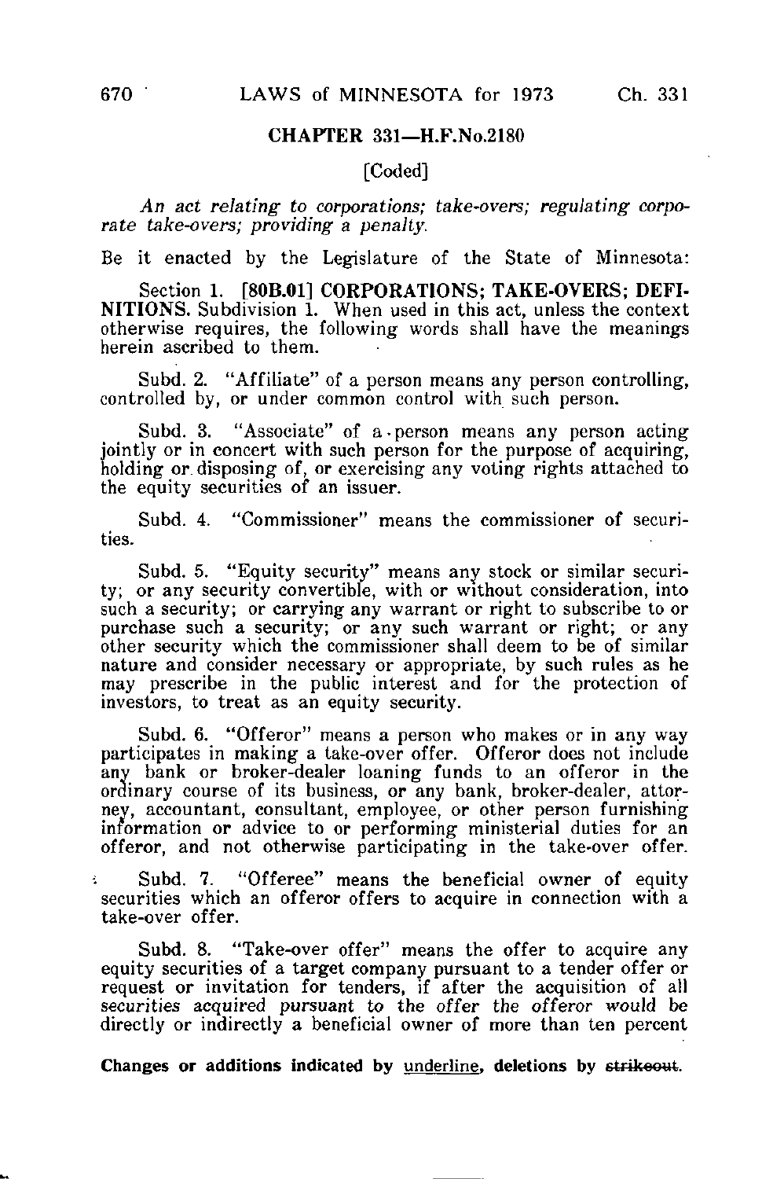## CHAPTER 331—H.F.No.2180

[Coded]

*An act relating to corporations; take-overs; regulating corporate take-overs; providing a penalty.*

Be it enacted by the Legislature of the State of Minnesota:

Section 1. [80B.01] **CORPORATIONS; TAKE-OVERS; DEFINITIONS.** Subdivision 1. When used in this act, unless the context otherwise requires, the following words shall have the meanings herein ascribed to them.

Subd. 2. "Affiliate" of a person means any person controlling, controlled by, or under common control with such person.

Subd. 3. "Associate" of a person means any person acting jointly or in concert with such person for the purpose of acquiring, holding or disposing of, or exercising any voting rights attached to the equity securities of an issuer.

Subd. 4. "Commissioner" means the commissioner of securities.

Subd. 5. "Equity security" means any stock or similar security; or any security convertible, with or without consideration, into such a security; or carrying any warrant or right to subscribe to or purchase such a security; or any such warrant or right; or any other security which the commissioner shall deem to be of similar nature and consider necessary or appropriate, by such rules as he may prescribe in the public interest and for the protection of investors, to treat as an equity security.

Subd. 6. "Offeror" means a person who makes or in any way participates in making a take-over offer. Offeror does not include any bank or broker-dealer loaning funds to an offeror in the ordinary course of its business, or any bank, broker-dealer, attorney, accountant, consultant, employee, or other person furnishing information or advice to or performing ministerial duties for an offeror, and not otherwise participating in the take-over offer.

Subd. 7. "Offeree" means the beneficial owner of equity securities which an offeror offers to acquire in connection with a take-over offer.

Subd. 8. "Take-over offer" means the offer to acquire any equity securities of a target company pursuant to a tender offer or request or invitation for tenders, if after the acquisition of all securities acquired pursuant to the offer the offeror would be directly or indirectly a beneficial owner of more than ten percent

**Changes or additions indicated by underline, deletions by ~~strikeout~~.**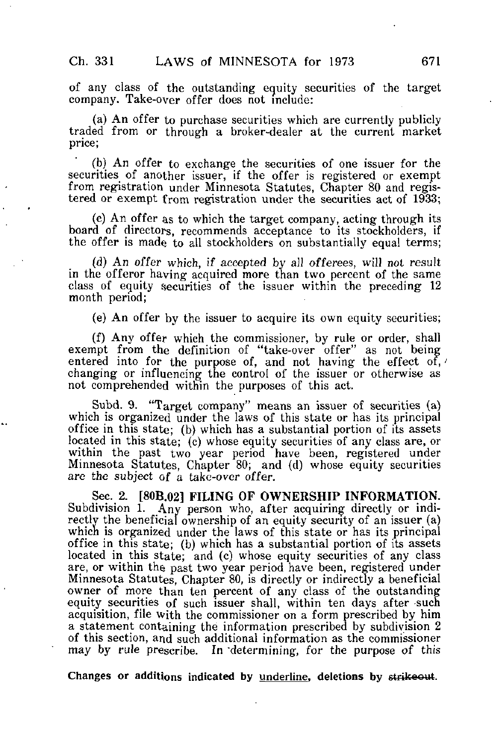of any class of the outstanding equity securities of the target company. Take-over offer does not include:

(a) An offer to purchase securities which are currently publicly traded from or through a broker-dealer at the current market price;

(b) An offer to exchange the securities of one issuer for the securities of another issuer, if the offer is registered or exempt from registration under Minnesota Statutes, Chapter 80 and registered or exempt from registration under the securities act of 1933;

(c) An offer as to which the target company, acting through its board of directors, recommends acceptance to its stockholders, if the offer is made to all stockholders on substantially equal terms;

*(d) An offer which, if accepted by all offerees, will not result in the offeror having acquired more than two percent of the same class of equity securities of the issuer within the preceding 12 month period;*

(e) An offer by the issuer to acquire its own equity securities;

(f) Any offer which the commissioner, by rule or order, shall exempt from the definition of "take-over offer" as not being entered into for the purpose of, and not having the effect of, changing or influencing the control of the issuer or otherwise as not comprehended within the purposes of this act.

Subd. 9. "Target company" means an issuer of securities (a) which is organized under the laws of this state or has its principal office in this state; (b) which has a substantial portion of its assets located in this state; (c) whose equity securities of any class are, or within the past two year period have been, registered under Minnesota Statutes, Chapter 80; and (d) whose equity securities *are the subject of a take-over offer.*

**Sec. 2. [80B.02] FILING OF OWNERSHIP INFORMATION.** Subdivision 1. Any person who, after acquiring directly or indirectly the beneficial ownership of an equity security of an issuer (a) which is organized under the laws of this state or has its principal office in this state; (b) which has a substantial portion of its assets located in this state; and (c) whose equity securities of any class are, or within the past two year period have been, registered under Minnesota Statutes, Chapter 80, is directly or indirectly a beneficial owner of more than ten percent of any class of the outstanding equity securities of such issuer shall, within ten days after such acquisition, file with the commissioner on a form prescribed by him a statement containing the information prescribed by subdivision 2 of this section, and such additional information as the commissioner may by rule prescribe. In determining, for the purpose of this

**Changes or additions indicated by underline, deletions by ~~strikeout~~.**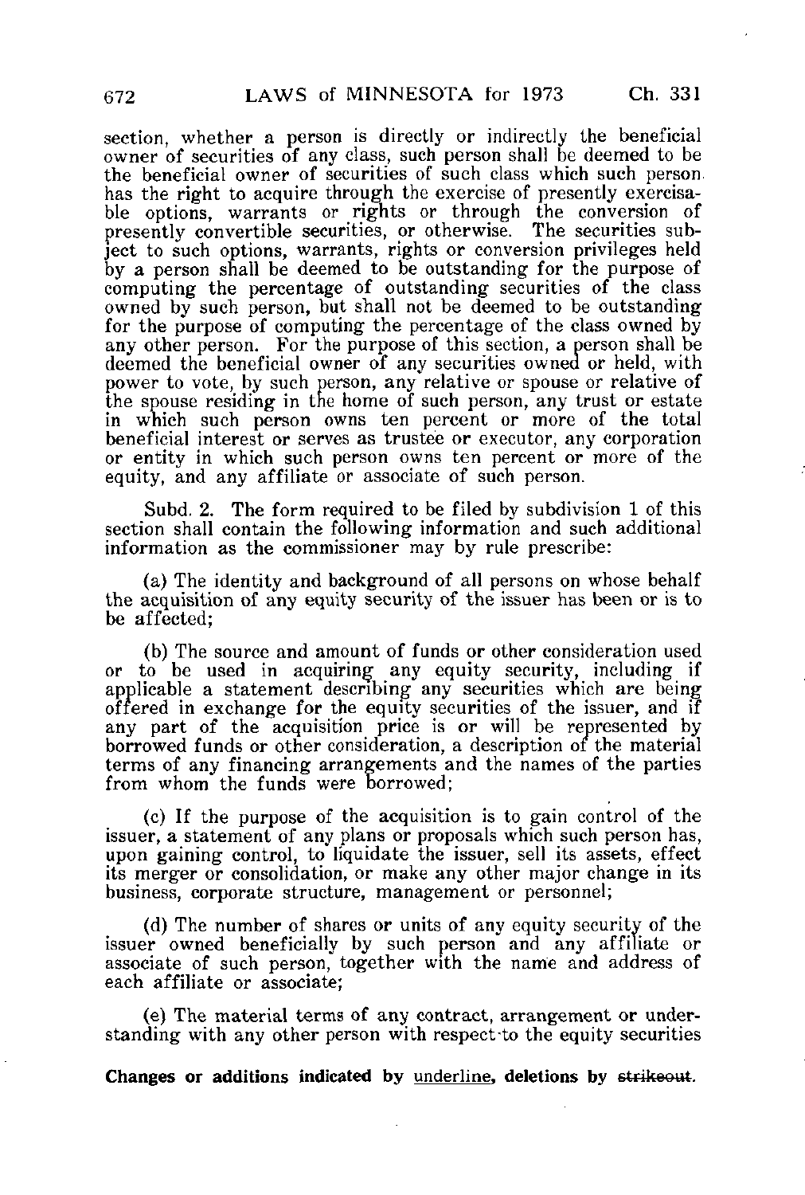section, whether a person is directly or indirectly the beneficial owner of securities of any class, such person shall be deemed to be the beneficial owner of securities of such class which such person has the right to acquire through the exercise of presently exercisable options, warrants or rights or through the conversion of presently convertible securities, or otherwise. The securities subject to such options, warrants, rights or conversion privileges held by a person shall be deemed to be outstanding for the purpose of computing the percentage of outstanding securities of the class owned by such person, but shall not be deemed to be outstanding for the purpose of computing the percentage of the class owned by any other person. For the purpose of this section, a person shall be deemed the beneficial owner of any securities owned or held, with power to vote, by such person, any relative or spouse or relative of the spouse residing in the home of such person, any trust or estate in which such person owns ten percent or more of the total beneficial interest or serves as trustee or executor, any corporation or entity in which such person owns ten percent or more of the equity, and any affiliate or associate of such person.

Subd. 2. The form required to be filed by subdivision 1 of this section shall contain the following information and such additional information as the commissioner may by rule prescribe:

(a) The identity and background of all persons on whose behalf the acquisition of any equity security of the issuer has been or is to be affected;

(b) The source and amount of funds or other consideration used or to be used in acquiring any equity security, including if applicable a statement describing any securities which are being offered in exchange for the equity securities of the issuer, and if any part of the acquisition price is or will be represented by borrowed funds or other consideration, a description of the material terms of any financing arrangements and the names of the parties from whom the funds were borrowed;

(c) If the purpose of the acquisition is to gain control of the issuer, a statement of any plans or proposals which such person has, upon gaining control, to liquidate the issuer, sell its assets, effect its merger or consolidation, or make any other major change in its business, corporate structure, management or personnel;

(d) The number of shares or units of any equity security of the issuer owned beneficially by such person and any affiliate or associate of such person, together with the name and address of each affiliate or associate;

(e) The material terms of any contract, arrangement or understanding with any other person with respect to the equity securities

**Changes or additions indicated by underline, deletions by ~~strikeout~~.**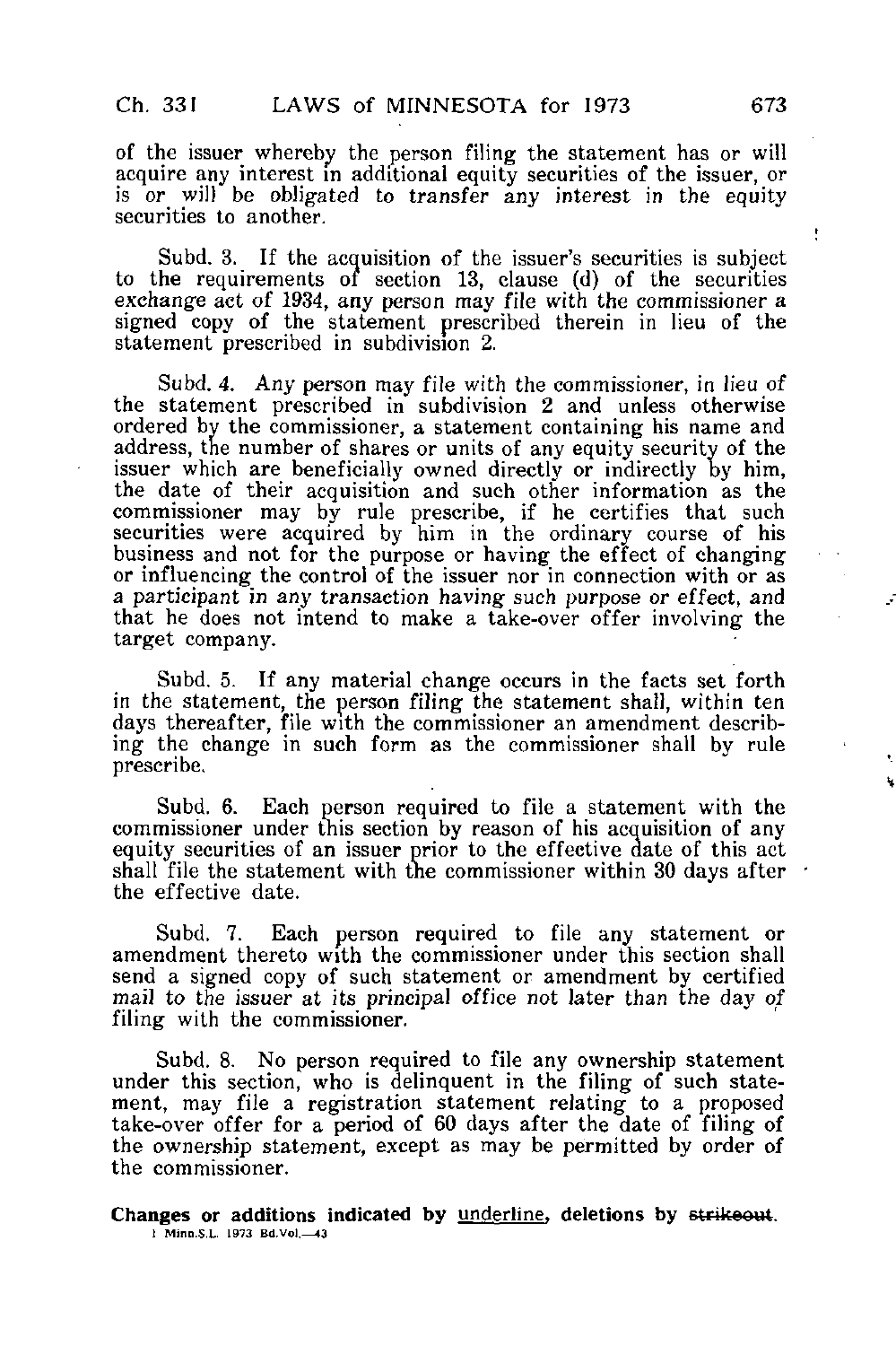of the issuer whereby the person filing the statement has or will acquire any interest in additional equity securities of the issuer, or is or will be obligated to transfer any interest in the equity securities to another.

Subd. 3. If the acquisition of the issuer's securities is subject to the requirements of section 13, clause (d) of the securities exchange act of 1934, any person may file with the commissioner a signed copy of the statement prescribed therein in lieu of the statement prescribed in subdivision 2.

Subd. 4. Any person may file with the commissioner, in lieu of the statement prescribed in subdivision 2 and unless otherwise ordered by the commissioner, a statement containing his name and address, the number of shares or units of any equity security of the issuer which are beneficially owned directly or indirectly by him, the date of their acquisition and such other information as the commissioner may by rule prescribe, if he certifies that such securities were acquired by him in the ordinary course of his business and not for the purpose or having the effect of changing or influencing the control of the issuer nor in connection with or as a participant in any transaction having such purpose or effect, and that he does not intend to make a take-over offer involving the target company.

Subd. 5. If any material change occurs in the facts set forth in the statement, the person filing the statement shall, within ten days thereafter, file with the commissioner an amendment describing the change in such form as the commissioner shall by rule prescribe.

Subd. 6. Each person required to file a statement with the commissioner under this section by reason of his acquisition of any equity securities of an issuer prior to the effective date of this act shall file the statement with the commissioner within 30 days after the effective date.

Subd. 7. Each person required to file any statement or amendment thereto with the commissioner under this section shall send a signed copy of such statement or amendment by certified mail to the issuer at its principal office not later than the day of filing with the commissioner.

Subd. 8. No person required to file any ownership statement under this section, who is delinquent in the filing of such statement, may file a registration statement relating to a proposed take-over offer for a period of 60 days after the date of filing of the ownership statement, except as may be permitted by order of the commissioner.

**Changes or additions indicated by underline, deletions by ~~strikeout~~.**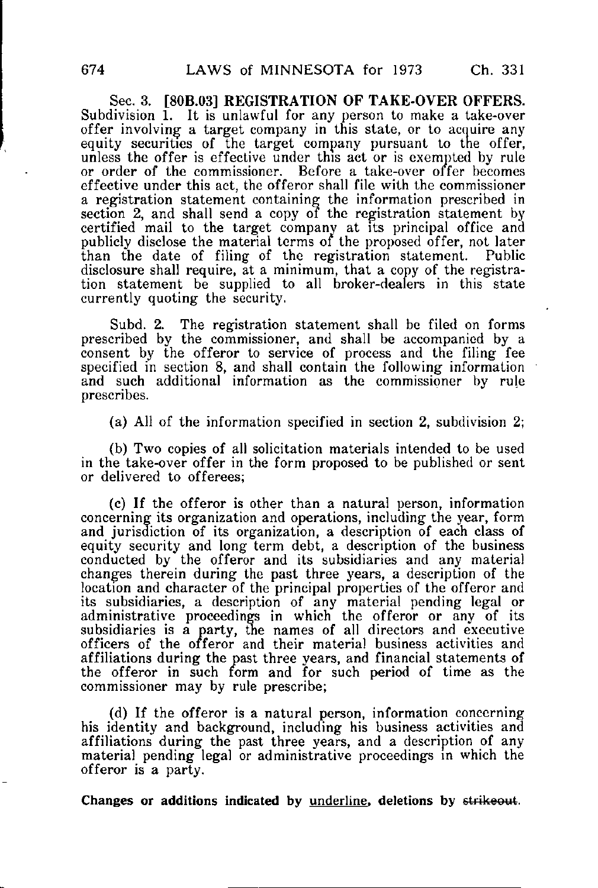Sec. 3. [80B.03] **REGISTRATION OF TAKE-OVER OFFERS.** Subdivision 1. It is unlawful for any person to make a take-over offer involving a target company in this state, or to acquire any equity securities of the target company pursuant to the offer, unless the offer is effective under this act or is exempted by rule or order of the commissioner. Before a take-over offer becomes effective under this act, the offeror shall file with the commissioner a registration statement containing the information prescribed in section 2, and shall send a copy of the registration statement by certified mail to the target company at its principal office and publicly disclose the material terms of the proposed offer, not later than the date of filing of the registration statement. Public disclosure shall require, at a minimum, that a copy of the registration statement be supplied to all broker-dealers in this state currently quoting the security.

Subd. 2. The registration statement shall be filed on forms prescribed by the commissioner, and shall be accompanied by a consent by the offeror to service of process and the filing fee specified in section 8, and shall contain the following information and such additional information as the commissioner by rule prescribes.

(a) All of the information specified in section 2, subdivision 2;

(b) Two copies of all solicitation materials intended to be used in the take-over offer in the form proposed to be published or sent or delivered to offerees;

(c) If the offeror is other than a natural person, information concerning its organization and operations, including the year, form and jurisdiction of its organization, a description of each class of equity security and long term debt, a description of the business conducted by the offeror and its subsidiaries and any material changes therein during the past three years, a description of the location and character of the principal properties of the offeror and its subsidiaries, a description of any material pending legal or administrative proceedings in which the offeror or any of its subsidiaries is a party, the names of all directors and executive officers of the offeror and their material business activities and affiliations during the past three years, and financial statements of the offeror in such form and for such period of time as the commissioner may by rule prescribe;

(d) If the offeror is a natural person, information concerning his identity and background, including his business activities and affiliations during the past three years, and a description of any material pending legal or administrative proceedings in which the offeror is a party.

**Changes or additions indicated by underline, deletions by ~~strikeout~~.**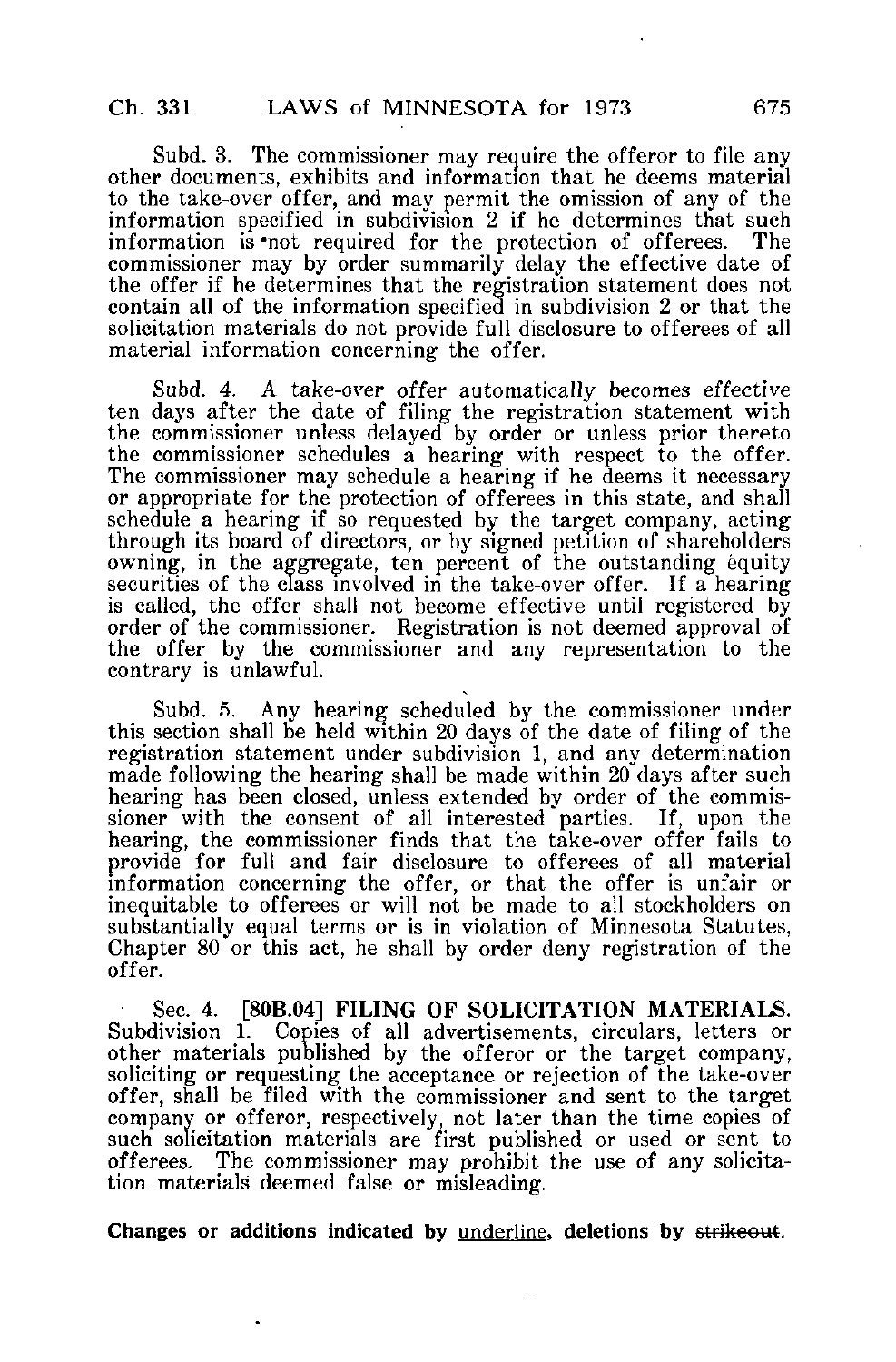Subd. 3. The commissioner may require the offeror to file any other documents, exhibits and information that he deems material to the take-over offer, and may permit the omission of any of the information specified in subdivision 2 if he determines that such information is not required for the protection of offerees. The commissioner may by order summarily delay the effective date of the offer if he determines that the registration statement does not contain all of the information specified in subdivision 2 or that the solicitation materials do not provide full disclosure to offerees of all material information concerning the offer.

Subd. 4. A take-over offer automatically becomes effective ten days after the date of filing the registration statement with the commissioner unless delayed by order or unless prior thereto the commissioner schedules a hearing with respect to the offer. The commissioner may schedule a hearing if he deems it necessary or appropriate for the protection of offerees in this state, and shall schedule a hearing if so requested by the target company, acting through its board of directors, or by signed petition of shareholders owning, in the aggregate, ten percent of the outstanding equity securities of the class involved in the take-over offer. If a hearing is called, the offer shall not become effective until registered by order of the commissioner. Registration is not deemed approval of the offer by the commissioner and any representation to the contrary is unlawful.

Subd. 5. Any hearing scheduled by the commissioner under this section shall be held within 20 days of the date of filing of the registration statement under subdivision 1, and any determination made following the hearing shall be made within 20 days after such hearing has been closed, unless extended by order of the commissioner with the consent of all interested parties. If, upon the hearing, the commissioner finds that the take-over offer fails to provide for full and fair disclosure to offerees of all material information concerning the offer, or that the offer is unfair or inequitable to offerees or will not be made to all stockholders on substantially equal terms or is in violation of Minnesota Statutes, Chapter 80 or this act, he shall by order deny registration of the offer.

Sec. 4. **[80B.04] FILING OF SOLICITATION MATERIALS.** Subdivision 1. Copies of all advertisements, circulars, letters or other materials published by the offeror or the target company, soliciting or requesting the acceptance or rejection of the take-over offer, shall be filed with the commissioner and sent to the target company or offeror, respectively, not later than the time copies of such solicitation materials are first published or used or sent to offerees. The commissioner may prohibit the use of any solicitation materials deemed false or misleading.

**Changes or additions indicated by underline, deletions by ~~strikeout~~.**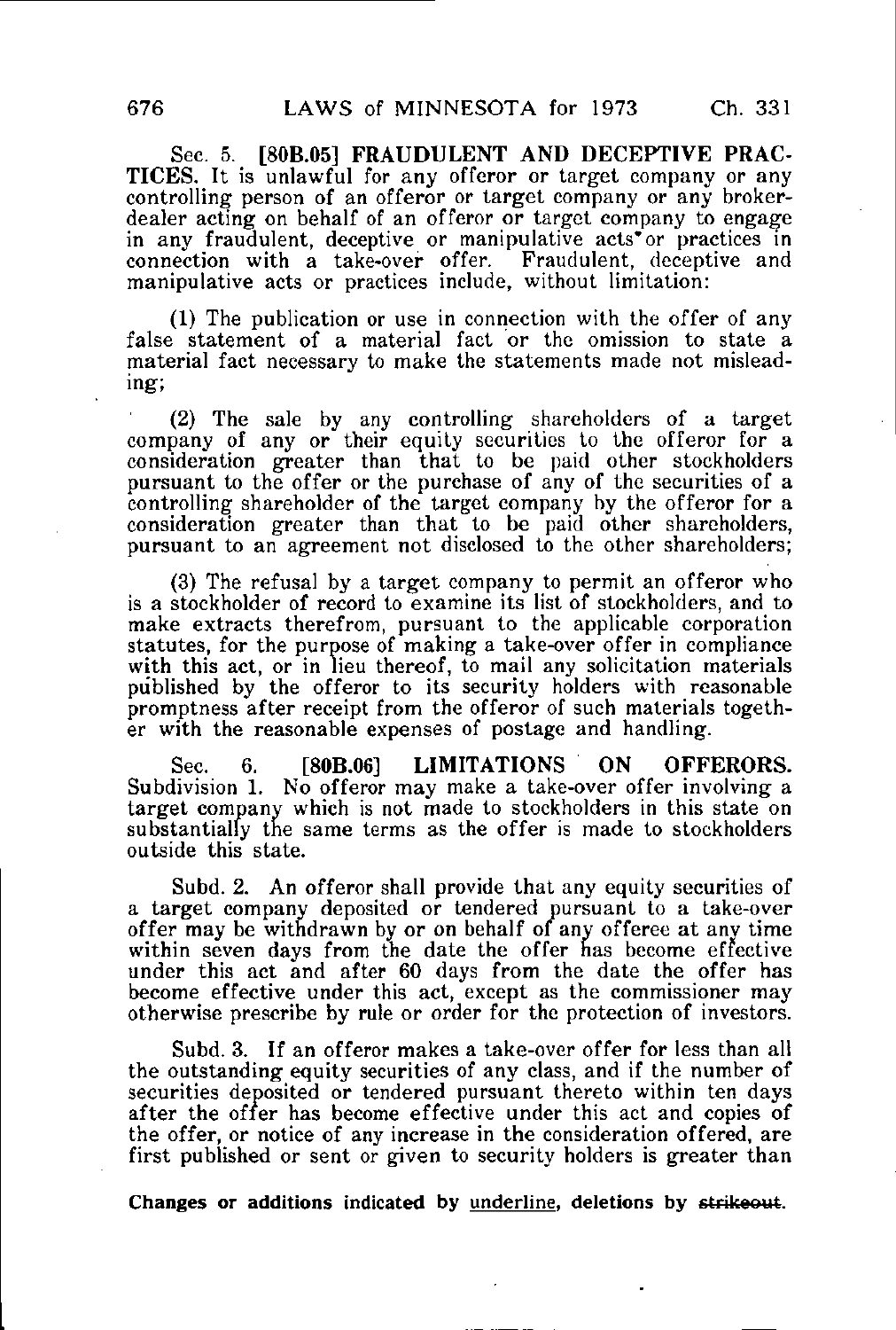Sec. 5. **[80B.05] FRAUDULENT AND DECEPTIVE PRACTICES.** It is unlawful for any offeror or target company or any controlling person of an offeror or target company or any broker-dealer acting on behalf of an offeror or target company to engage in any fraudulent, deceptive or manipulative acts or practices in connection with a take-over offer. Fraudulent, deceptive and manipulative acts or practices include, without limitation:

(1) The publication or use in connection with the offer of any false statement of a material fact or the omission to state a material fact necessary to make the statements made not misleading;

(2) The sale by any controlling shareholders of a target company of any or their equity securities to the offeror for a consideration greater than that to be paid other stockholders pursuant to the offer or the purchase of any of the securities of a controlling shareholder of the target company by the offeror for a consideration greater than that to be paid other shareholders, pursuant to an agreement not disclosed to the other shareholders;

(3) The refusal by a target company to permit an offeror who is a stockholder of record to examine its list of stockholders, and to make extracts therefrom, pursuant to the applicable corporation statutes, for the purpose of making a take-over offer in compliance with this act, or in lieu thereof, to mail any solicitation materials published by the offeror to its security holders with reasonable promptness after receipt from the offeror of such materials together with the reasonable expenses of postage and handling.

Sec. 6. **[80B.06] LIMITATIONS ON OFFERORS.** Subdivision 1. No offeror may make a take-over offer involving a target company which is not made to stockholders in this state on substantially the same terms as the offer is made to stockholders outside this state.

Subd. 2. An offeror shall provide that any equity securities of a target company deposited or tendered pursuant to a take-over offer may be withdrawn by or on behalf of any offeree at any time within seven days from the date the offer has become effective under this act and after 60 days from the date the offer has become effective under this act, except as the commissioner may otherwise prescribe by rule or order for the protection of investors.

Subd. 3. If an offeror makes a take-over offer for less than all the outstanding equity securities of any class, and if the number of securities deposited or tendered pursuant thereto within ten days after the offer has become effective under this act and copies of the offer, or notice of any increase in the consideration offered, are first published or sent or given to security holders is greater than

**Changes or additions indicated by underline, deletions by ~~strikeout~~.**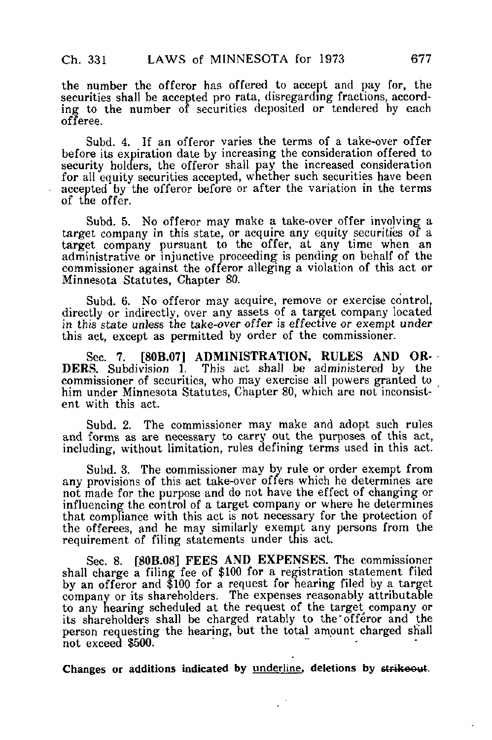the number the offeror has offered to accept and pay for, the securities shall be accepted pro rata, disregarding fractions, according to the number of securities deposited or tendered by each offeree.

Subd. 4. If an offeror varies the terms of a take-over offer before its expiration date by increasing the consideration offered to security holders, the offeror shall pay the increased consideration for all equity securities accepted, whether such securities have been accepted by the offeror before or after the variation in the terms of the offer.

Subd. 5. No offeror may make a take-over offer involving a target company in this state, or acquire any equity securities of a target company pursuant to the offer, at any time when an administrative or injunctive proceeding is pending on behalf of the commissioner against the offeror alleging a violation of this act or Minnesota Statutes, Chapter 80.

Subd. 6. No offeror may acquire, remove or exercise control, directly or indirectly, over any assets of a target company located in this state unless the take-over offer is effective or exempt under this act, except as permitted by order of the commissioner.

Sec. 7. **[80B.07] ADMINISTRATION, RULES AND ORDERS.** Subdivision 1. This act shall be administered by the commissioner of securities, who may exercise all powers granted to him under Minnesota Statutes, Chapter 80, which are not inconsistent with this act.

Subd. 2. The commissioner may make and adopt such rules and forms as are necessary to carry out the purposes of this act, including, without limitation, rules defining terms used in this act.

Subd. 3. The commissioner may by rule or order exempt from any provisions of this act take-over offers which he determines are not made for the purpose and do not have the effect of changing or influencing the control of a target company or where he determines that compliance with this act is not necessary for the protection of the offerees, and he may similarly exempt any persons from the requirement of filing statements under this act.

Sec. 8. **[80B.08] FEES AND EXPENSES.** The commissioner shall charge a filing fee of $100 for a registration statement filed by an offeror and $100 for a request for hearing filed by a target company or its shareholders. The expenses reasonably attributable to any hearing scheduled at the request of the target company or its shareholders shall be charged ratably to the offeror and the person requesting the hearing, but the total amount charged shall not exceed $500.

**Changes or additions indicated by underline, deletions by ~~strikeout~~.**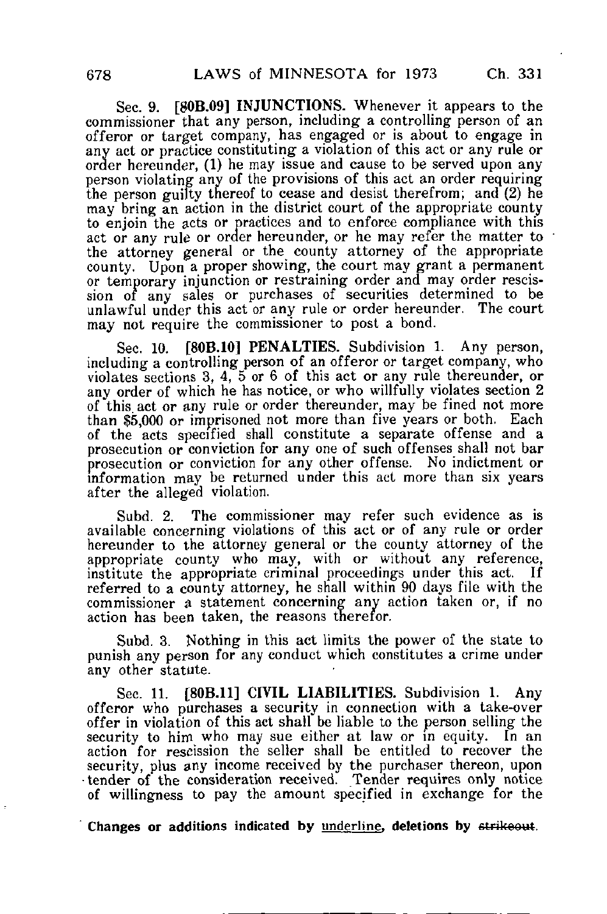Sec. 9. [80B.09] INJUNCTIONS. Whenever it appears to the commissioner that any person, including a controlling person of an offeror or target company, has engaged or is about to engage in any act or practice constituting a violation of this act or any rule or order hereunder, (1) he may issue and cause to be served upon any person violating any of the provisions of this act an order requiring the person guilty thereof to cease and desist therefrom; and (2) he may bring an action in the district court of the appropriate county to enjoin the acts or practices and to enforce compliance with this act or any rule or order hereunder, or he may refer the matter to the attorney general or the county attorney of the appropriate county. Upon a proper showing, the court may grant a permanent or temporary injunction or restraining order and may order rescission of any sales or purchases of securities determined to be unlawful under this act or any rule or order hereunder. The court may not require the commissioner to post a bond.

Sec. 10. [80B.10] PENALTIES. Subdivision 1. Any person, including a controlling person of an offeror or target company, who violates sections 3, 4, 5 or 6 of this act or any rule thereunder, or any order of which he has notice, or who willfully violates section 2 of this act or any rule or order thereunder, may be fined not more than $5,000 or imprisoned not more than five years or both. Each of the acts specified shall constitute a separate offense and a prosecution or conviction for any one of such offenses shall not bar prosecution or conviction for any other offense. No indictment or information may be returned under this act more than six years after the alleged violation.

Subd. 2. The commissioner may refer such evidence as is available concerning violations of this act or of any rule or order hereunder to the attorney general or the county attorney of the appropriate county who may, with or without any reference, institute the appropriate criminal proceedings under this act. If referred to a county attorney, he shall within 90 days file with the commissioner a statement concerning any action taken or, if no action has been taken, the reasons therefor.

Subd. 3. Nothing in this act limits the power of the state to punish any person for any conduct which constitutes a crime under any other statute.

Sec. 11. [80B.11] CIVIL LIABILITIES. Subdivision 1. Any offeror who purchases a security in connection with a take-over offer in violation of this act shall be liable to the person selling the security to him who may sue either at law or in equity. In an action for rescission the seller shall be entitled to recover the security, plus any income received by the purchaser thereon, upon tender of the consideration received. Tender requires only notice of willingness to pay the amount specified in exchange for the

Changes or additions indicated by underline, deletions by ~~strikeout~~.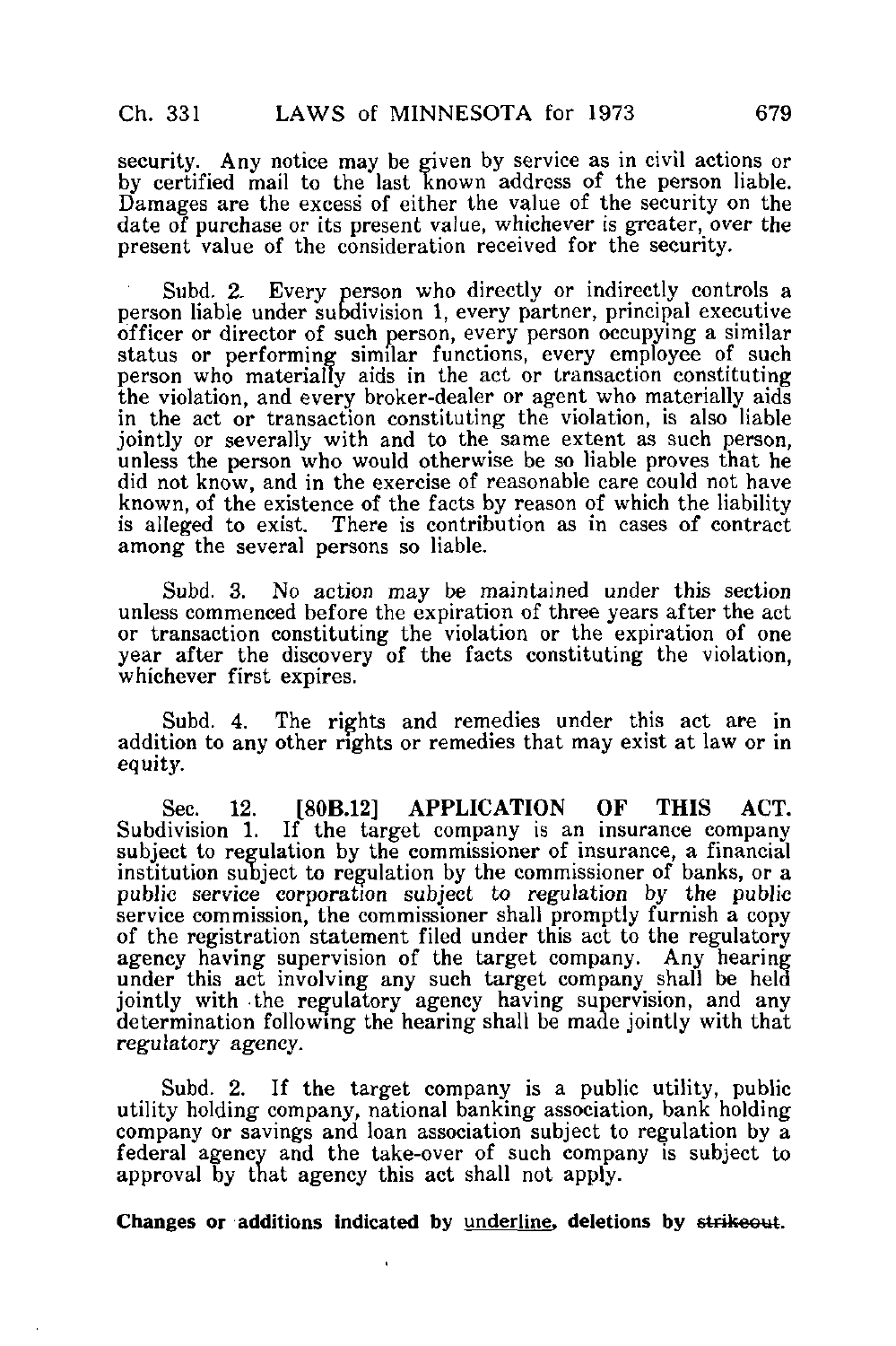security. Any notice may be given by service as in civil actions or by certified mail to the last known address of the person liable. Damages are the excess of either the value of the security on the date of purchase or its present value, whichever is greater, over the present value of the consideration received for the security.

Subd. 2. Every person who directly or indirectly controls a person liable under subdivision 1, every partner, principal executive officer or director of such person, every person occupying a similar status or performing similar functions, every employee of such person who materially aids in the act or transaction constituting the violation, and every broker-dealer or agent who materially aids in the act or transaction constituting the violation, is also liable jointly or severally with and to the same extent as such person, unless the person who would otherwise be so liable proves that he did not know, and in the exercise of reasonable care could not have known, of the existence of the facts by reason of which the liability is alleged to exist. There is contribution as in cases of contract among the several persons so liable.

Subd. 3. No action may be maintained under this section unless commenced before the expiration of three years after the act or transaction constituting the violation or the expiration of one year after the discovery of the facts constituting the violation, whichever first expires.

Subd. 4. The rights and remedies under this act are in addition to any other rights or remedies that may exist at law or in equity.

Sec. 12. **[80B.12] APPLICATION OF THIS ACT.** Subdivision 1. If the target company is an insurance company subject to regulation by the commissioner of insurance, a financial institution subject to regulation by the commissioner of banks, or a *public service corporation subject to regulation by the public* service commission, the commissioner shall promptly furnish a copy of the registration statement filed under this act to the regulatory agency having supervision of the target company. Any hearing under this act involving any such target company shall be held jointly with the regulatory agency having supervision, and any determination following the hearing shall be made jointly with that regulatory agency.

Subd. 2. If the target company is a public utility, public utility holding company, national banking association, bank holding company or savings and loan association subject to regulation by a federal agency and the take-over of such company is subject to approval by that agency this act shall not apply.

**Changes or additions indicated by underline, deletions by ~~strikeout~~.**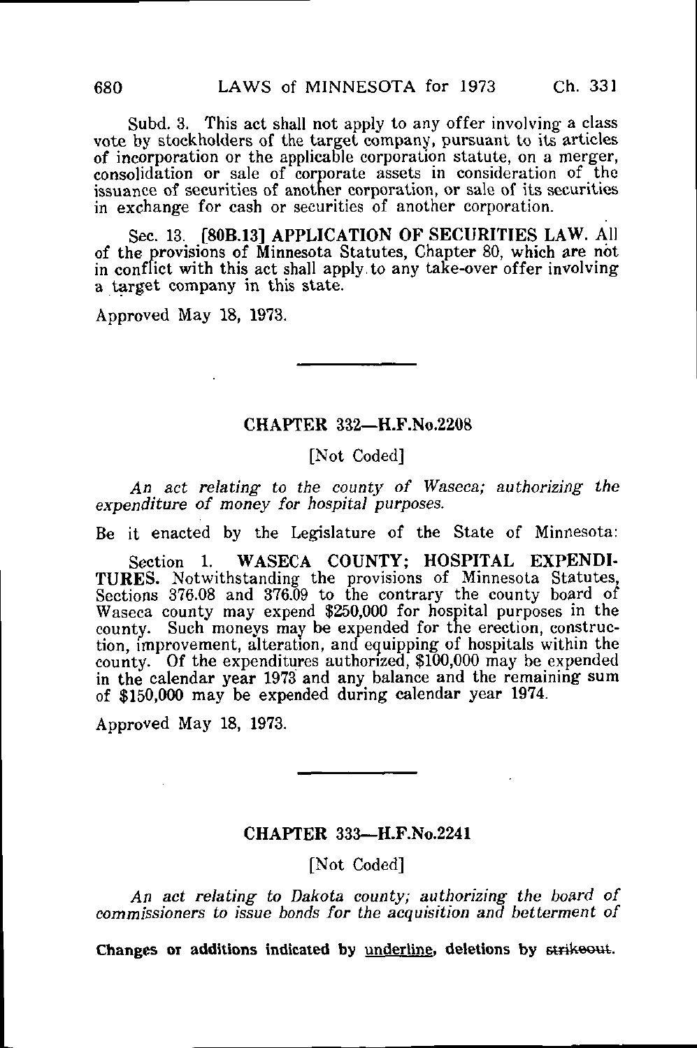Subd. 3. This act shall not apply to any offer involving a class vote by stockholders of the target company, pursuant to its articles of incorporation or the applicable corporation statute, on a merger, consolidation or sale of corporate assets in consideration of the issuance of securities of another corporation, or sale of its securities in exchange for cash or securities of another corporation.

Sec. 13. **[80B.13] APPLICATION OF SECURITIES LAW.** All of the provisions of Minnesota Statutes, Chapter 80, which are not in conflict with this act shall apply to any take-over offer involving a target company in this state.

Approved May 18, 1973.

---

## CHAPTER 332—H.F.No.2208

[Not Coded]

*An act relating to the county of Waseca; authorizing the expenditure of money for hospital purposes.*

Be it enacted by the Legislature of the State of Minnesota:

Section 1. **WASECA COUNTY; HOSPITAL EXPENDITURES.** Notwithstanding the provisions of Minnesota Statutes, Sections 376.08 and 376.09 to the contrary the county board of Waseca county may expend $250,000 for hospital purposes in the county. Such moneys may be expended for the erection, construction, improvement, alteration, and equipping of hospitals within the county. Of the expenditures authorized, $100,000 may be expended in the calendar year 1973 and any balance and the remaining sum of $150,000 may be expended during calendar year 1974.

Approved May 18, 1973.

---

## CHAPTER 333—H.F.No.2241

[Not Coded]

*An act relating to Dakota county; authorizing the board of commissioners to issue bonds for the acquisition and betterment of*

**Changes or additions indicated by underline, deletions by ~~strikeout~~.**